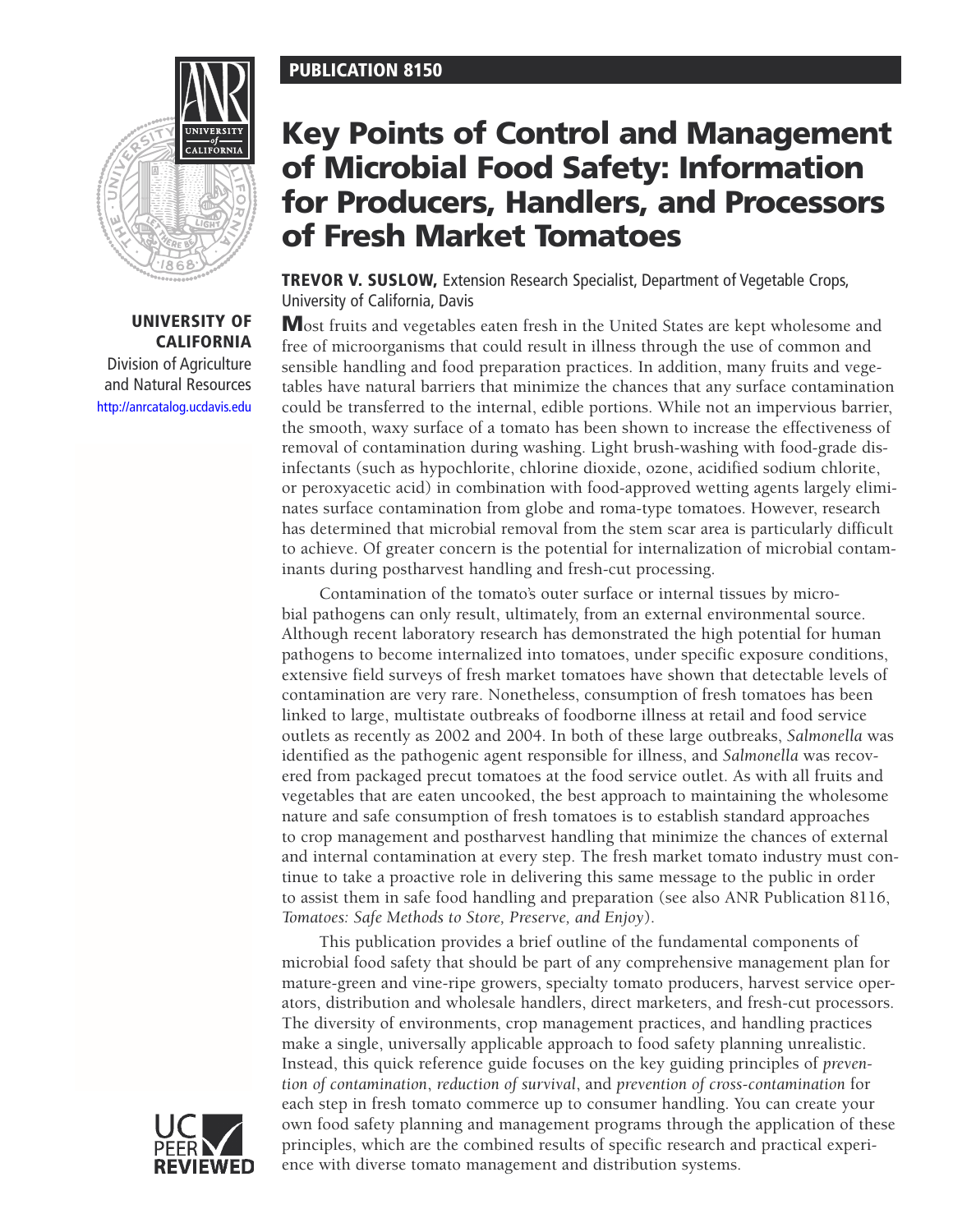PUBLICATION 8150

# Key Points of Control and Management of Microbial Food Safety: Information for Producers, Handlers, and Processors of Fresh Market Tomatoes

**UNIVERSITY OF CALIFORNIA**
Division of Agriculture and Natural Resources
http://anrcatalog.ucdavis.edu

**TREVOR V. SUSLOW,** Extension Research Specialist, Department of Vegetable Crops, University of California, Davis

Most fruits and vegetables eaten fresh in the United States are kept wholesome and free of microorganisms that could result in illness through the use of common and sensible handling and food preparation practices. In addition, many fruits and vegetables have natural barriers that minimize the chances that any surface contamination could be transferred to the internal, edible portions. While not an impervious barrier, the smooth, waxy surface of a tomato has been shown to increase the effectiveness of removal of contamination during washing. Light brush-washing with food-grade disinfectants (such as hypochlorite, chlorine dioxide, ozone, acidified sodium chlorite, or peroxyacetic acid) in combination with food-approved wetting agents largely eliminates surface contamination from globe and roma-type tomatoes. However, research has determined that microbial removal from the stem scar area is particularly difficult to achieve. Of greater concern is the potential for internalization of microbial contaminants during postharvest handling and fresh-cut processing.

Contamination of the tomato's outer surface or internal tissues by microbial pathogens can only result, ultimately, from an external environmental source. Although recent laboratory research has demonstrated the high potential for human pathogens to become internalized into tomatoes, under specific exposure conditions, extensive field surveys of fresh market tomatoes have shown that detectable levels of contamination are very rare. Nonetheless, consumption of fresh tomatoes has been linked to large, multistate outbreaks of foodborne illness at retail and food service outlets as recently as 2002 and 2004. In both of these large outbreaks, *Salmonella* was identified as the pathogenic agent responsible for illness, and *Salmonella* was recovered from packaged precut tomatoes at the food service outlet. As with all fruits and vegetables that are eaten uncooked, the best approach to maintaining the wholesome nature and safe consumption of fresh tomatoes is to establish standard approaches to crop management and postharvest handling that minimize the chances of external and internal contamination at every step. The fresh market tomato industry must continue to take a proactive role in delivering this same message to the public in order to assist them in safe food handling and preparation (see also ANR Publication 8116, *Tomatoes: Safe Methods to Store, Preserve, and Enjoy*).

This publication provides a brief outline of the fundamental components of microbial food safety that should be part of any comprehensive management plan for mature-green and vine-ripe growers, specialty tomato producers, harvest service operators, distribution and wholesale handlers, direct marketers, and fresh-cut processors. The diversity of environments, crop management practices, and handling practices make a single, universally applicable approach to food safety planning unrealistic. Instead, this quick reference guide focuses on the key guiding principles of *prevention of contamination*, *reduction of survival*, and *prevention of cross-contamination* for each step in fresh tomato commerce up to consumer handling. You can create your own food safety planning and management programs through the application of these principles, which are the combined results of specific research and practical experience with diverse tomato management and distribution systems.

UC PEER REVIEWED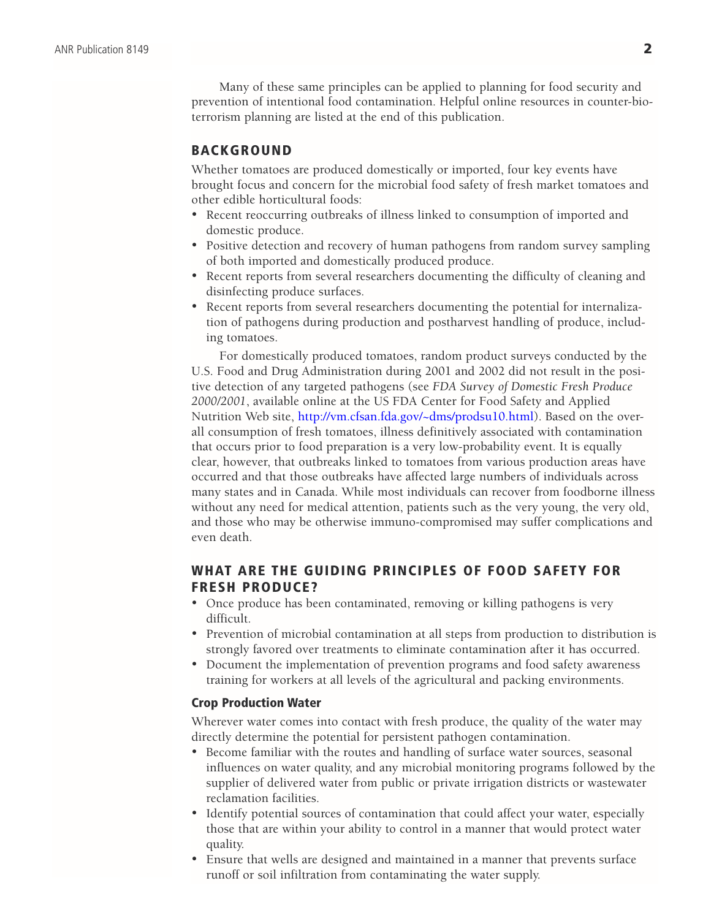Many of these same principles can be applied to planning for food security and prevention of intentional food contamination. Helpful online resources in counter-bioterrorism planning are listed at the end of this publication.

## BACKGROUND

Whether tomatoes are produced domestically or imported, four key events have brought focus and concern for the microbial food safety of fresh market tomatoes and other edible horticultural foods:

- Recent reoccurring outbreaks of illness linked to consumption of imported and domestic produce.
- Positive detection and recovery of human pathogens from random survey sampling of both imported and domestically produced produce.
- Recent reports from several researchers documenting the difficulty of cleaning and disinfecting produce surfaces.
- Recent reports from several researchers documenting the potential for internalization of pathogens during production and postharvest handling of produce, including tomatoes.

For domestically produced tomatoes, random product surveys conducted by the U.S. Food and Drug Administration during 2001 and 2002 did not result in the positive detection of any targeted pathogens (see *FDA Survey of Domestic Fresh Produce 2000/2001*, available online at the US FDA Center for Food Safety and Applied Nutrition Web site, http://vm.cfsan.fda.gov/~dms/prodsu10.html). Based on the overall consumption of fresh tomatoes, illness definitively associated with contamination that occurs prior to food preparation is a very low-probability event. It is equally clear, however, that outbreaks linked to tomatoes from various production areas have occurred and that those outbreaks have affected large numbers of individuals across many states and in Canada. While most individuals can recover from foodborne illness without any need for medical attention, patients such as the very young, the very old, and those who may be otherwise immuno-compromised may suffer complications and even death.

## WHAT ARE THE GUIDING PRINCIPLES OF FOOD SAFETY FOR FRESH PRODUCE?

- Once produce has been contaminated, removing or killing pathogens is very difficult.
- Prevention of microbial contamination at all steps from production to distribution is strongly favored over treatments to eliminate contamination after it has occurred.
- Document the implementation of prevention programs and food safety awareness training for workers at all levels of the agricultural and packing environments.

### Crop Production Water

Wherever water comes into contact with fresh produce, the quality of the water may directly determine the potential for persistent pathogen contamination.

- Become familiar with the routes and handling of surface water sources, seasonal influences on water quality, and any microbial monitoring programs followed by the supplier of delivered water from public or private irrigation districts or wastewater reclamation facilities.
- Identify potential sources of contamination that could affect your water, especially those that are within your ability to control in a manner that would protect water quality.
- Ensure that wells are designed and maintained in a manner that prevents surface runoff or soil infiltration from contaminating the water supply.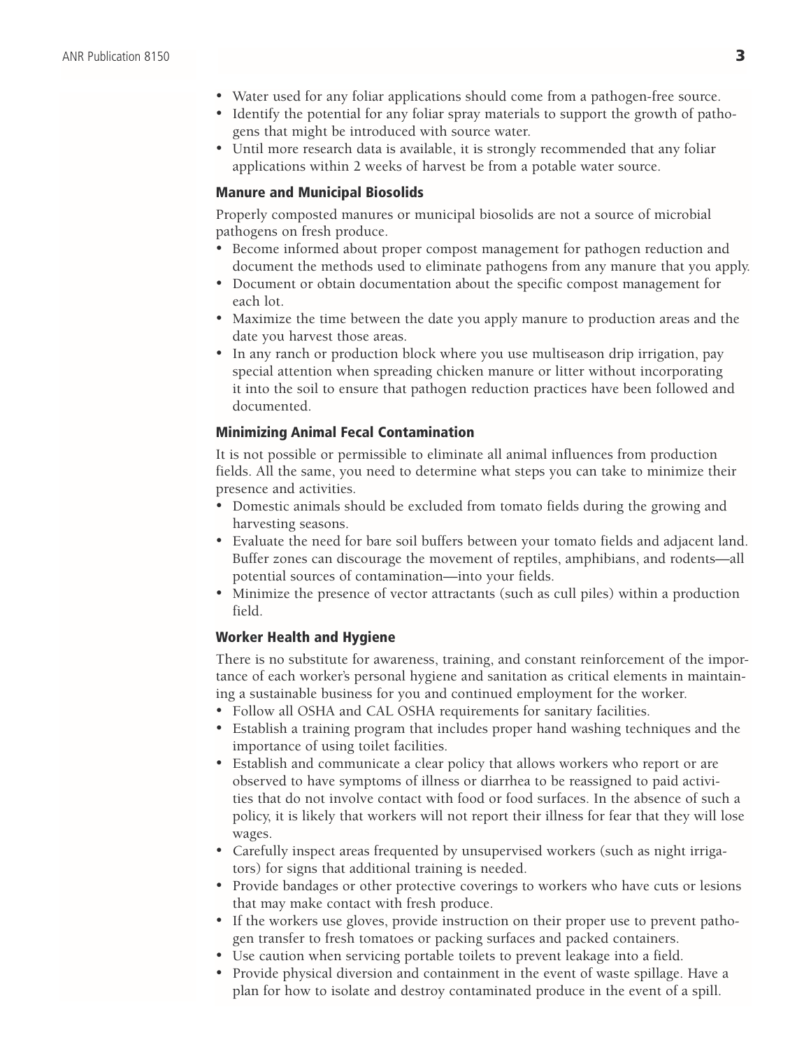- Water used for any foliar applications should come from a pathogen-free source.
- Identify the potential for any foliar spray materials to support the growth of pathogens that might be introduced with source water.
- Until more research data is available, it is strongly recommended that any foliar applications within 2 weeks of harvest be from a potable water source.

### Manure and Municipal Biosolids

Properly composted manures or municipal biosolids are not a source of microbial pathogens on fresh produce.

- Become informed about proper compost management for pathogen reduction and document the methods used to eliminate pathogens from any manure that you apply.
- Document or obtain documentation about the specific compost management for each lot.
- Maximize the time between the date you apply manure to production areas and the date you harvest those areas.
- In any ranch or production block where you use multiseason drip irrigation, pay special attention when spreading chicken manure or litter without incorporating it into the soil to ensure that pathogen reduction practices have been followed and documented.

### Minimizing Animal Fecal Contamination

It is not possible or permissible to eliminate all animal influences from production fields. All the same, you need to determine what steps you can take to minimize their presence and activities.

- Domestic animals should be excluded from tomato fields during the growing and harvesting seasons.
- Evaluate the need for bare soil buffers between your tomato fields and adjacent land. Buffer zones can discourage the movement of reptiles, amphibians, and rodents—all potential sources of contamination—into your fields.
- Minimize the presence of vector attractants (such as cull piles) within a production field.

### Worker Health and Hygiene

There is no substitute for awareness, training, and constant reinforcement of the importance of each worker's personal hygiene and sanitation as critical elements in maintaining a sustainable business for you and continued employment for the worker.

- Follow all OSHA and CAL OSHA requirements for sanitary facilities.
- Establish a training program that includes proper hand washing techniques and the importance of using toilet facilities.
- Establish and communicate a clear policy that allows workers who report or are observed to have symptoms of illness or diarrhea to be reassigned to paid activities that do not involve contact with food or food surfaces. In the absence of such a policy, it is likely that workers will not report their illness for fear that they will lose wages.
- Carefully inspect areas frequented by unsupervised workers (such as night irrigators) for signs that additional training is needed.
- Provide bandages or other protective coverings to workers who have cuts or lesions that may make contact with fresh produce.
- If the workers use gloves, provide instruction on their proper use to prevent pathogen transfer to fresh tomatoes or packing surfaces and packed containers.
- Use caution when servicing portable toilets to prevent leakage into a field.
- Provide physical diversion and containment in the event of waste spillage. Have a plan for how to isolate and destroy contaminated produce in the event of a spill.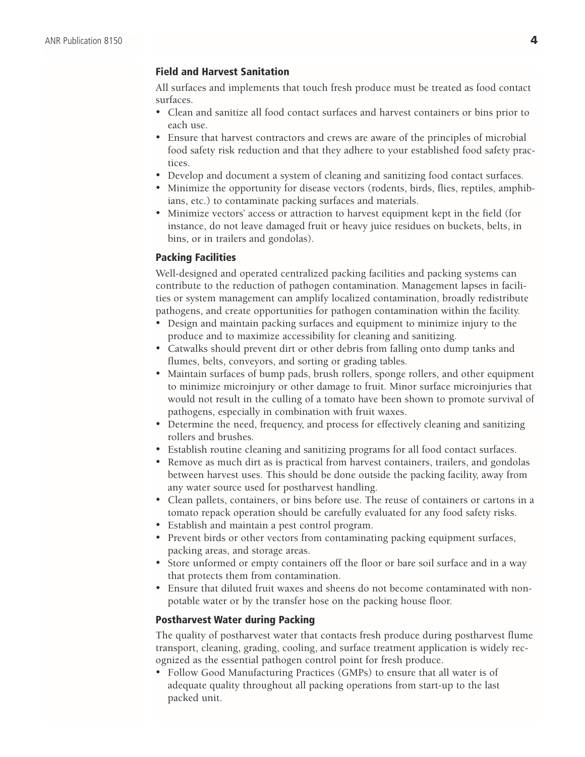### Field and Harvest Sanitation

All surfaces and implements that touch fresh produce must be treated as food contact surfaces.

- Clean and sanitize all food contact surfaces and harvest containers or bins prior to each use.
- Ensure that harvest contractors and crews are aware of the principles of microbial food safety risk reduction and that they adhere to your established food safety practices.
- Develop and document a system of cleaning and sanitizing food contact surfaces.
- Minimize the opportunity for disease vectors (rodents, birds, flies, reptiles, amphibians, etc.) to contaminate packing surfaces and materials.
- Minimize vectors' access or attraction to harvest equipment kept in the field (for instance, do not leave damaged fruit or heavy juice residues on buckets, belts, in bins, or in trailers and gondolas).

### Packing Facilities

Well-designed and operated centralized packing facilities and packing systems can contribute to the reduction of pathogen contamination. Management lapses in facilities or system management can amplify localized contamination, broadly redistribute pathogens, and create opportunities for pathogen contamination within the facility.

- Design and maintain packing surfaces and equipment to minimize injury to the produce and to maximize accessibility for cleaning and sanitizing.
- Catwalks should prevent dirt or other debris from falling onto dump tanks and flumes, belts, conveyors, and sorting or grading tables.
- Maintain surfaces of bump pads, brush rollers, sponge rollers, and other equipment to minimize microinjury or other damage to fruit. Minor surface microinjuries that would not result in the culling of a tomato have been shown to promote survival of pathogens, especially in combination with fruit waxes.
- Determine the need, frequency, and process for effectively cleaning and sanitizing rollers and brushes.
- Establish routine cleaning and sanitizing programs for all food contact surfaces.
- Remove as much dirt as is practical from harvest containers, trailers, and gondolas between harvest uses. This should be done outside the packing facility, away from any water source used for postharvest handling.
- Clean pallets, containers, or bins before use. The reuse of containers or cartons in a tomato repack operation should be carefully evaluated for any food safety risks.
- Establish and maintain a pest control program.
- Prevent birds or other vectors from contaminating packing equipment surfaces, packing areas, and storage areas.
- Store unformed or empty containers off the floor or bare soil surface and in a way that protects them from contamination.
- Ensure that diluted fruit waxes and sheens do not become contaminated with non-potable water or by the transfer hose on the packing house floor.

### Postharvest Water during Packing

The quality of postharvest water that contacts fresh produce during postharvest flume transport, cleaning, grading, cooling, and surface treatment application is widely recognized as the essential pathogen control point for fresh produce.

- Follow Good Manufacturing Practices (GMPs) to ensure that all water is of adequate quality throughout all packing operations from start-up to the last packed unit.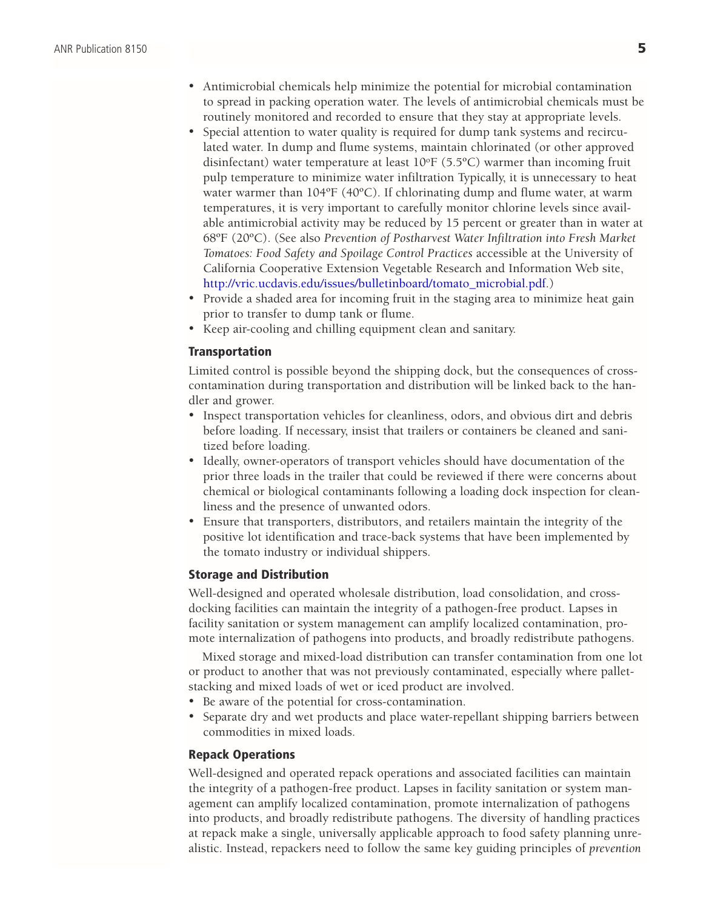- Antimicrobial chemicals help minimize the potential for microbial contamination to spread in packing operation water. The levels of antimicrobial chemicals must be routinely monitored and recorded to ensure that they stay at appropriate levels.
- Special attention to water quality is required for dump tank systems and recirculated water. In dump and flume systems, maintain chlorinated (or other approved disinfectant) water temperature at least 10ºF (5.5ºC) warmer than incoming fruit pulp temperature to minimize water infiltration Typically, it is unnecessary to heat water warmer than 104ºF (40ºC). If chlorinating dump and flume water, at warm temperatures, it is very important to carefully monitor chlorine levels since available antimicrobial activity may be reduced by 15 percent or greater than in water at 68ºF (20ºC). (See also *Prevention of Postharvest Water Infiltration into Fresh Market Tomatoes: Food Safety and Spoilage Control Practices* accessible at the University of California Cooperative Extension Vegetable Research and Information Web site, http://vric.ucdavis.edu/issues/bulletinboard/tomato_microbial.pdf.)
- Provide a shaded area for incoming fruit in the staging area to minimize heat gain prior to transfer to dump tank or flume.
- Keep air-cooling and chilling equipment clean and sanitary.

### Transportation

Limited control is possible beyond the shipping dock, but the consequences of cross-contamination during transportation and distribution will be linked back to the handler and grower.

- Inspect transportation vehicles for cleanliness, odors, and obvious dirt and debris before loading. If necessary, insist that trailers or containers be cleaned and sanitized before loading.
- Ideally, owner-operators of transport vehicles should have documentation of the prior three loads in the trailer that could be reviewed if there were concerns about chemical or biological contaminants following a loading dock inspection for cleanliness and the presence of unwanted odors.
- Ensure that transporters, distributors, and retailers maintain the integrity of the positive lot identification and trace-back systems that have been implemented by the tomato industry or individual shippers.

### Storage and Distribution

Well-designed and operated wholesale distribution, load consolidation, and cross-docking facilities can maintain the integrity of a pathogen-free product. Lapses in facility sanitation or system management can amplify localized contamination, promote internalization of pathogens into products, and broadly redistribute pathogens.

Mixed storage and mixed-load distribution can transfer contamination from one lot or product to another that was not previously contaminated, especially where pallet-stacking and mixed loads of wet or iced product are involved.

- Be aware of the potential for cross-contamination.
- Separate dry and wet products and place water-repellant shipping barriers between commodities in mixed loads.

### Repack Operations

Well-designed and operated repack operations and associated facilities can maintain the integrity of a pathogen-free product. Lapses in facility sanitation or system management can amplify localized contamination, promote internalization of pathogens into products, and broadly redistribute pathogens. The diversity of handling practices at repack make a single, universally applicable approach to food safety planning unrealistic. Instead, repackers need to follow the same key guiding principles of *prevention*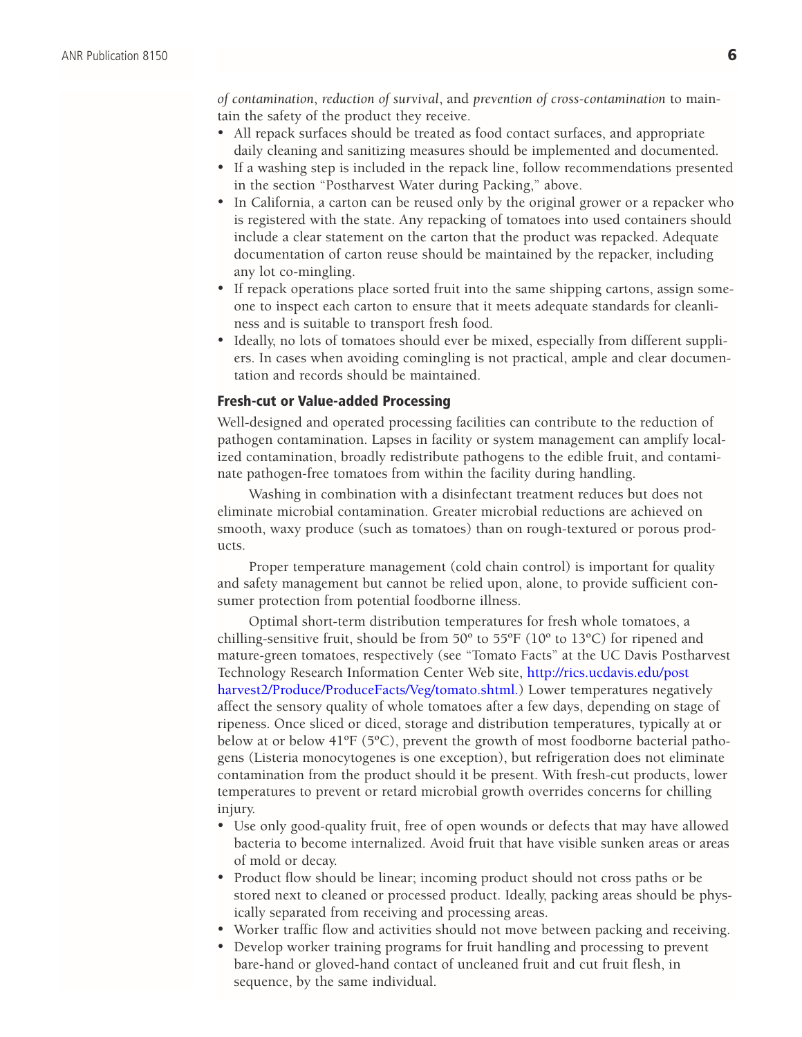*of contamination*, *reduction of survival*, and *prevention of cross-contamination* to maintain the safety of the product they receive.

- All repack surfaces should be treated as food contact surfaces, and appropriate daily cleaning and sanitizing measures should be implemented and documented.
- If a washing step is included in the repack line, follow recommendations presented in the section "Postharvest Water during Packing," above.
- In California, a carton can be reused only by the original grower or a repacker who is registered with the state. Any repacking of tomatoes into used containers should include a clear statement on the carton that the product was repacked. Adequate documentation of carton reuse should be maintained by the repacker, including any lot co-mingling.
- If repack operations place sorted fruit into the same shipping cartons, assign someone to inspect each carton to ensure that it meets adequate standards for cleanliness and is suitable to transport fresh food.
- Ideally, no lots of tomatoes should ever be mixed, especially from different suppliers. In cases when avoiding comingling is not practical, ample and clear documentation and records should be maintained.

### Fresh-cut or Value-added Processing

Well-designed and operated processing facilities can contribute to the reduction of pathogen contamination. Lapses in facility or system management can amplify localized contamination, broadly redistribute pathogens to the edible fruit, and contaminate pathogen-free tomatoes from within the facility during handling.

Washing in combination with a disinfectant treatment reduces but does not eliminate microbial contamination. Greater microbial reductions are achieved on smooth, waxy produce (such as tomatoes) than on rough-textured or porous products.

Proper temperature management (cold chain control) is important for quality and safety management but cannot be relied upon, alone, to provide sufficient consumer protection from potential foodborne illness.

Optimal short-term distribution temperatures for fresh whole tomatoes, a chilling-sensitive fruit, should be from 50º to 55ºF (10º to 13ºC) for ripened and mature-green tomatoes, respectively (see "Tomato Facts" at the UC Davis Postharvest Technology Research Information Center Web site, http://rics.ucdavis.edu/postharvest2/Produce/ProduceFacts/Veg/tomato.shtml.) Lower temperatures negatively affect the sensory quality of whole tomatoes after a few days, depending on stage of ripeness. Once sliced or diced, storage and distribution temperatures, typically at or below at or below 41ºF (5ºC), prevent the growth of most foodborne bacterial pathogens (Listeria monocytogenes is one exception), but refrigeration does not eliminate contamination from the product should it be present. With fresh-cut products, lower temperatures to prevent or retard microbial growth overrides concerns for chilling injury.

- Use only good-quality fruit, free of open wounds or defects that may have allowed bacteria to become internalized. Avoid fruit that have visible sunken areas or areas of mold or decay.
- Product flow should be linear; incoming product should not cross paths or be stored next to cleaned or processed product. Ideally, packing areas should be physically separated from receiving and processing areas.
- Worker traffic flow and activities should not move between packing and receiving.
- Develop worker training programs for fruit handling and processing to prevent bare-hand or gloved-hand contact of uncleaned fruit and cut fruit flesh, in sequence, by the same individual.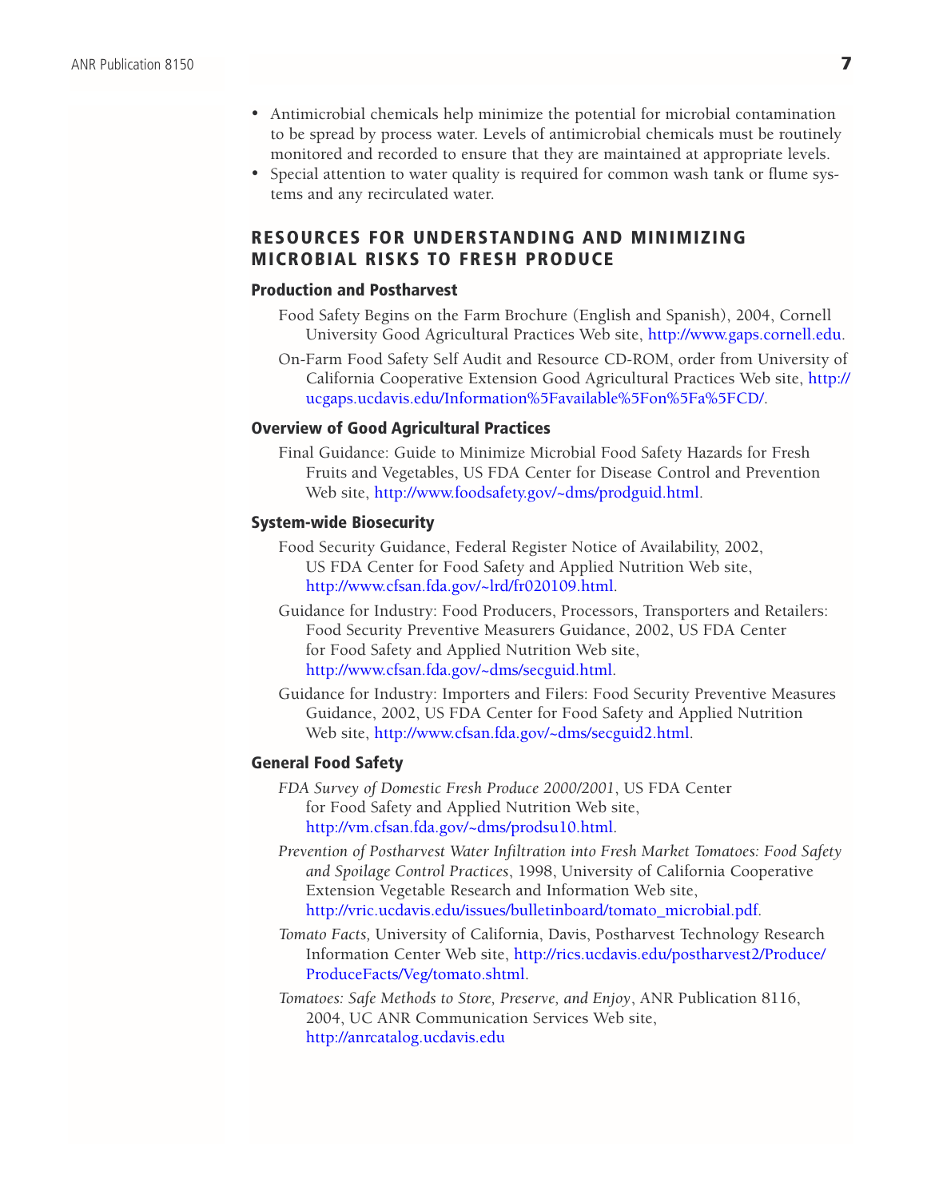- Antimicrobial chemicals help minimize the potential for microbial contamination to be spread by process water. Levels of antimicrobial chemicals must be routinely monitored and recorded to ensure that they are maintained at appropriate levels.
- Special attention to water quality is required for common wash tank or flume systems and any recirculated water.

## RESOURCES FOR UNDERSTANDING AND MINIMIZING MICROBIAL RISKS TO FRESH PRODUCE

### Production and Postharvest

Food Safety Begins on the Farm Brochure (English and Spanish), 2004, Cornell University Good Agricultural Practices Web site, http://www.gaps.cornell.edu.

On-Farm Food Safety Self Audit and Resource CD-ROM, order from University of California Cooperative Extension Good Agricultural Practices Web site, http://ucgaps.ucdavis.edu/Information%5Favailable%5Fon%5Fa%5FCD/.

### Overview of Good Agricultural Practices

Final Guidance: Guide to Minimize Microbial Food Safety Hazards for Fresh Fruits and Vegetables, US FDA Center for Disease Control and Prevention Web site, http://www.foodsafety.gov/~dms/prodguid.html.

### System-wide Biosecurity

Food Security Guidance, Federal Register Notice of Availability, 2002, US FDA Center for Food Safety and Applied Nutrition Web site, http://www.cfsan.fda.gov/~lrd/fr020109.html.

Guidance for Industry: Food Producers, Processors, Transporters and Retailers: Food Security Preventive Measures Guidance, 2002, US FDA Center for Food Safety and Applied Nutrition Web site, http://www.cfsan.fda.gov/~dms/secguid.html.

Guidance for Industry: Importers and Filers: Food Security Preventive Measures Guidance, 2002, US FDA Center for Food Safety and Applied Nutrition Web site, http://www.cfsan.fda.gov/~dms/secguid2.html.

### General Food Safety

*FDA Survey of Domestic Fresh Produce 2000/2001*, US FDA Center for Food Safety and Applied Nutrition Web site, http://vm.cfsan.fda.gov/~dms/prodsu10.html.

*Prevention of Postharvest Water Infiltration into Fresh Market Tomatoes: Food Safety and Spoilage Control Practices*, 1998, University of California Cooperative Extension Vegetable Research and Information Web site, http://vric.ucdavis.edu/issues/bulletinboard/tomato_microbial.pdf.

*Tomato Facts,* University of California, Davis, Postharvest Technology Research Information Center Web site, http://rics.ucdavis.edu/postharvest2/Produce/ProduceFacts/Veg/tomato.shtml.

*Tomatoes: Safe Methods to Store, Preserve, and Enjoy*, ANR Publication 8116, 2004, UC ANR Communication Services Web site, http://anrcatalog.ucdavis.edu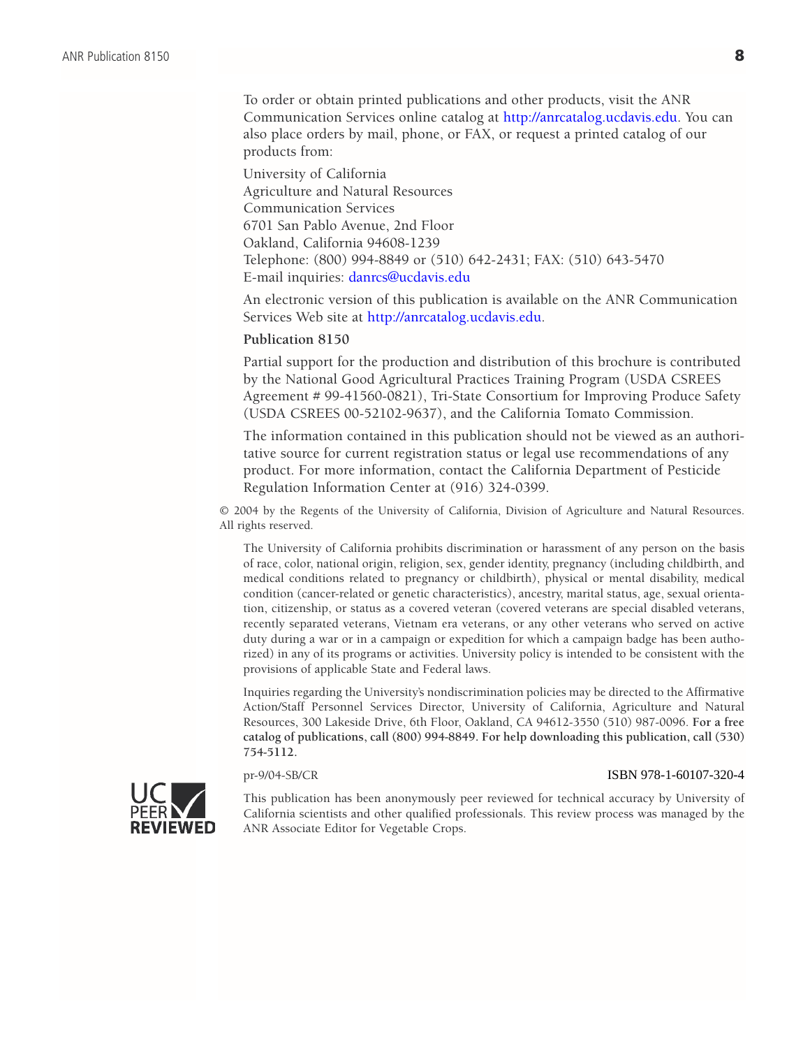To order or obtain printed publications and other products, visit the ANR Communication Services online catalog at http://anrcatalog.ucdavis.edu. You can also place orders by mail, phone, or FAX, or request a printed catalog of our products from:

University of California  
Agriculture and Natural Resources  
Communication Services  
6701 San Pablo Avenue, 2nd Floor  
Oakland, California 94608-1239  
Telephone: (800) 994-8849 or (510) 642-2431; FAX: (510) 643-5470  
E-mail inquiries: danrcs@ucdavis.edu

An electronic version of this publication is available on the ANR Communication Services Web site at http://anrcatalog.ucdavis.edu.

**Publication 8150**

Partial support for the production and distribution of this brochure is contributed by the National Good Agricultural Practices Training Program (USDA CSREES Agreement # 99-41560-0821), Tri-State Consortium for Improving Produce Safety (USDA CSREES 00-52102-9637), and the California Tomato Commission.

The information contained in this publication should not be viewed as an authoritative source for current registration status or legal use recommendations of any product. For more information, contact the California Department of Pesticide Regulation Information Center at (916) 324-0399.

© 2004 by the Regents of the University of California, Division of Agriculture and Natural Resources. All rights reserved.

The University of California prohibits discrimination or harassment of any person on the basis of race, color, national origin, religion, sex, gender identity, pregnancy (including childbirth, and medical conditions related to pregnancy or childbirth), physical or mental disability, medical condition (cancer-related or genetic characteristics), ancestry, marital status, age, sexual orientation, citizenship, or status as a covered veteran (covered veterans are special disabled veterans, recently separated veterans, Vietnam era veterans, or any other veterans who served on active duty during a war or in a campaign or expedition for which a campaign badge has been authorized) in any of its programs or activities. University policy is intended to be consistent with the provisions of applicable State and Federal laws.

Inquiries regarding the University's nondiscrimination policies may be directed to the Affirmative Action/Staff Personnel Services Director, University of California, Agriculture and Natural Resources, 300 Lakeside Drive, 6th Floor, Oakland, CA 94612-3550 (510) 987-0096. **For a free catalog of publications, call (800) 994-8849. For help downloading this publication, call (530) 754-5112.**

pr-9/04-SB/CR

ISBN 978-1-60107-320-4

UC PEER REVIEWED

This publication has been anonymously peer reviewed for technical accuracy by University of California scientists and other qualified professionals. This review process was managed by the ANR Associate Editor for Vegetable Crops.